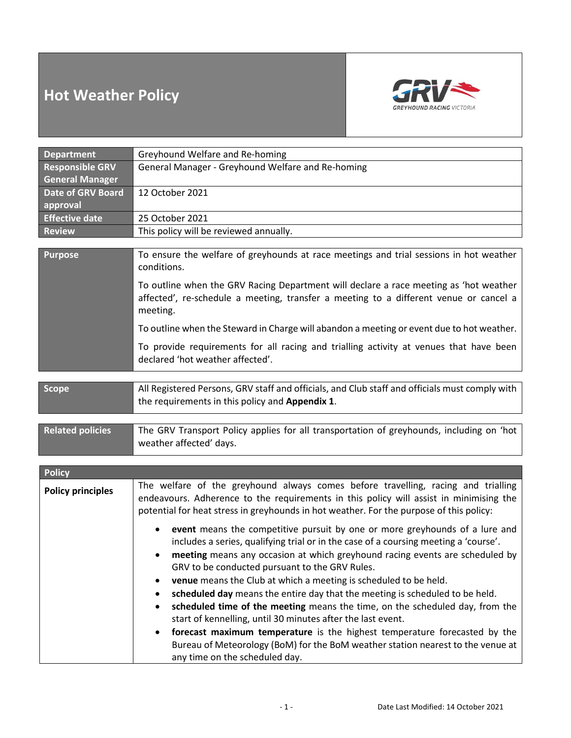# Hot Weather Policy

| Department | Greyhound Welfare and Re-homing |
|---|---|
| Responsible GRV General Manager | General Manager - Greyhound Welfare and Re-homing |
| Date of GRV Board approval | 12 October 2021 |
| Effective date | 25 October 2021 |
| Review | This policy will be reviewed annually. |

| Purpose | |
|---|---|
| | To ensure the welfare of greyhounds at race meetings and trial sessions in hot weather conditions. |
| | To outline when the GRV Racing Department will declare a race meeting as 'hot weather affected', re-schedule a meeting, transfer a meeting to a different venue or cancel a meeting. |
| | To outline when the Steward in Charge will abandon a meeting or event due to hot weather. |
| | To provide requirements for all racing and trialling activity at venues that have been declared 'hot weather affected'. |

| Scope | All Registered Persons, GRV staff and officials, and Club staff and officials must comply with the requirements in this policy and **Appendix 1**. |
|---|---|

| Related policies | The GRV Transport Policy applies for all transportation of greyhounds, including on 'hot weather affected' days. |
|---|---|

## Policy

**Policy principles**

The welfare of the greyhound always comes before travelling, racing and trialling endeavours. Adherence to the requirements in this policy will assist in minimising the potential for heat stress in greyhounds in hot weather. For the purpose of this policy:

- **event** means the competitive pursuit by one or more greyhounds of a lure and includes a series, qualifying trial or in the case of a coursing meeting a 'course'.
- **meeting** means any occasion at which greyhound racing events are scheduled by GRV to be conducted pursuant to the GRV Rules.
- **venue** means the Club at which a meeting is scheduled to be held.
- **scheduled day** means the entire day that the meeting is scheduled to be held.
- **scheduled time of the meeting** means the time, on the scheduled day, from the start of kennelling, until 30 minutes after the last event.
- **forecast maximum temperature** is the highest temperature forecasted by the Bureau of Meteorology (BoM) for the BoM weather station nearest to the venue at any time on the scheduled day.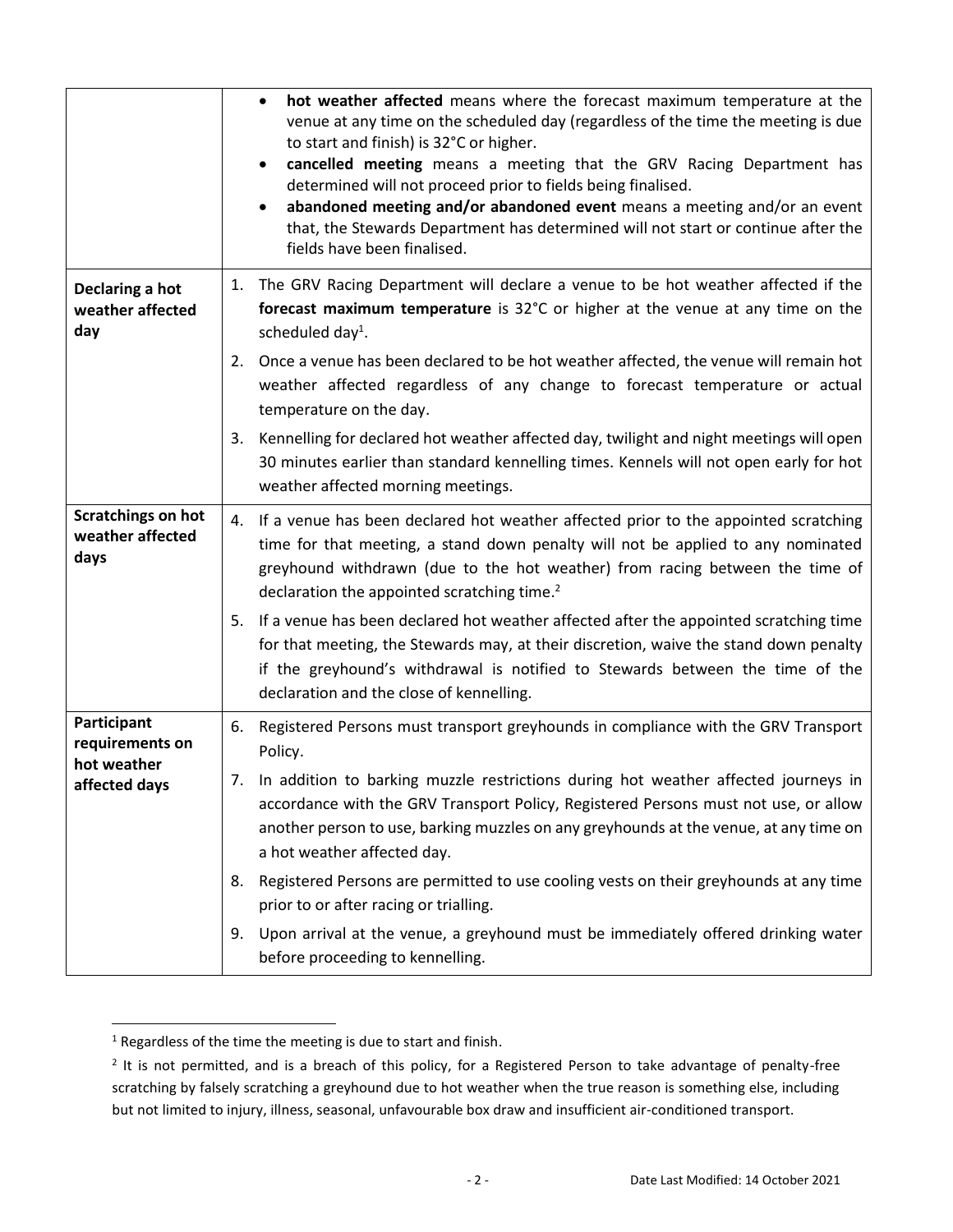| | |
|---|---|
| | • **hot weather affected** means where the forecast maximum temperature at the venue at any time on the scheduled day (regardless of the time the meeting is due to start and finish) is 32°C or higher.<br>• **cancelled meeting** means a meeting that the GRV Racing Department has determined will not proceed prior to fields being finalised.<br>• **abandoned meeting and/or abandoned event** means a meeting and/or an event that, the Stewards Department has determined will not start or continue after the fields have been finalised. |
| **Declaring a hot weather affected day** | 1. The GRV Racing Department will declare a venue to be hot weather affected if the **forecast maximum temperature** is 32°C or higher at the venue at any time on the scheduled day[1].<br>2. Once a venue has been declared to be hot weather affected, the venue will remain hot weather affected regardless of any change to forecast temperature or actual temperature on the day.<br>3. Kennelling for declared hot weather affected day, twilight and night meetings will open 30 minutes earlier than standard kennelling times. Kennels will not open early for hot weather affected morning meetings. |
| **Scratchings on hot weather affected days** | 4. If a venue has been declared hot weather affected prior to the appointed scratching time for that meeting, a stand down penalty will not be applied to any nominated greyhound withdrawn (due to the hot weather) from racing between the time of declaration the appointed scratching time.[2]<br>5. If a venue has been declared hot weather affected after the appointed scratching time for that meeting, the Stewards may, at their discretion, waive the stand down penalty if the greyhound's withdrawal is notified to Stewards between the time of the declaration and the close of kennelling. |
| **Participant requirements on hot weather affected days** | 6. Registered Persons must transport greyhounds in compliance with the GRV Transport Policy.<br>7. In addition to barking muzzle restrictions during hot weather affected journeys in accordance with the GRV Transport Policy, Registered Persons must not use, or allow another person to use, barking muzzles on any greyhounds at the venue, at any time on a hot weather affected day.<br>8. Registered Persons are permitted to use cooling vests on their greyhounds at any time prior to or after racing or trialling.<br>9. Upon arrival at the venue, a greyhound must be immediately offered drinking water before proceeding to kennelling. |

[1] Regardless of the time the meeting is due to start and finish.

[2] It is not permitted, and is a breach of this policy, for a Registered Person to take advantage of penalty-free scratching by falsely scratching a greyhound due to hot weather when the true reason is something else, including but not limited to injury, illness, seasonal, unfavourable box draw and insufficient air-conditioned transport.

Date Last Modified: 14 October 2021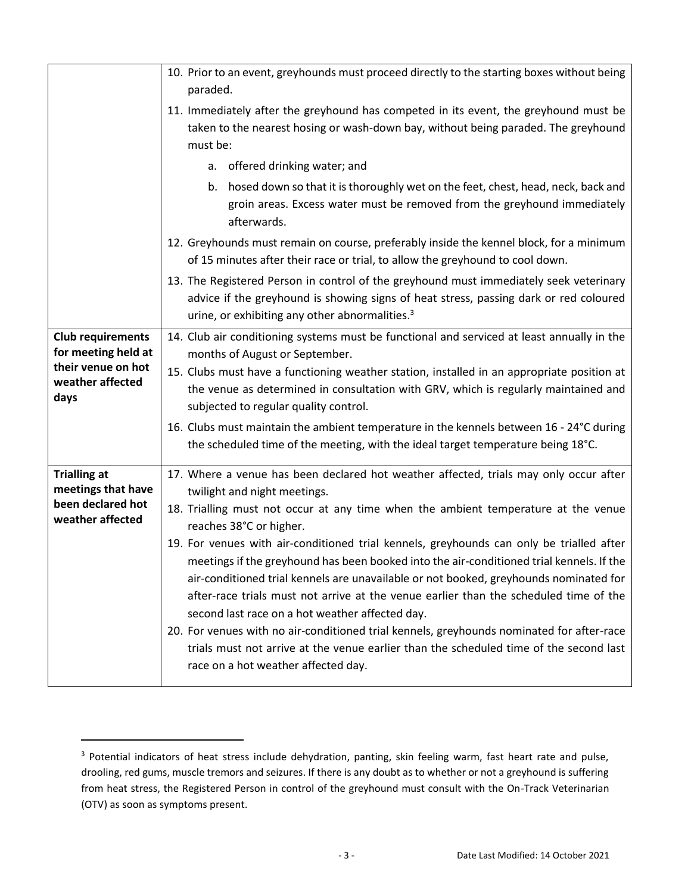| | |
|---|---|
| | 10. Prior to an event, greyhounds must proceed directly to the starting boxes without being paraded.<br>11. Immediately after the greyhound has competed in its event, the greyhound must be taken to the nearest hosing or wash-down bay, without being paraded. The greyhound must be:<br>a. offered drinking water; and<br>b. hosed down so that it is thoroughly wet on the feet, chest, head, neck, back and groin areas. Excess water must be removed from the greyhound immediately afterwards.<br>12. Greyhounds must remain on course, preferably inside the kennel block, for a minimum of 15 minutes after their race or trial, to allow the greyhound to cool down.<br>13. The Registered Person in control of the greyhound must immediately seek veterinary advice if the greyhound is showing signs of heat stress, passing dark or red coloured urine, or exhibiting any other abnormalities.[3] |
| **Club requirements for meeting held at their venue on hot weather affected days** | 14. Club air conditioning systems must be functional and serviced at least annually in the months of August or September.<br>15. Clubs must have a functioning weather station, installed in an appropriate position at the venue as determined in consultation with GRV, which is regularly maintained and subjected to regular quality control.<br>16. Clubs must maintain the ambient temperature in the kennels between 16 - 24°C during the scheduled time of the meeting, with the ideal target temperature being 18°C. |
| **Trialling at meetings that have been declared hot weather affected** | 17. Where a venue has been declared hot weather affected, trials may only occur after twilight and night meetings.<br>18. Trialling must not occur at any time when the ambient temperature at the venue reaches 38°C or higher.<br>19. For venues with air-conditioned trial kennels, greyhounds can only be trialled after meetings if the greyhound has been booked into the air-conditioned trial kennels. If the air-conditioned trial kennels are unavailable or not booked, greyhounds nominated for after-race trials must not arrive at the venue earlier than the scheduled time of the second last race on a hot weather affected day.<br>20. For venues with no air-conditioned trial kennels, greyhounds nominated for after-race trials must not arrive at the venue earlier than the scheduled time of the second last race on a hot weather affected day. |

[3] Potential indicators of heat stress include dehydration, panting, skin feeling warm, fast heart rate and pulse, drooling, red gums, muscle tremors and seizures. If there is any doubt as to whether or not a greyhound is suffering from heat stress, the Registered Person in control of the greyhound must consult with the On-Track Veterinarian (OTV) as soon as symptoms present.

Date Last Modified: 14 October 2021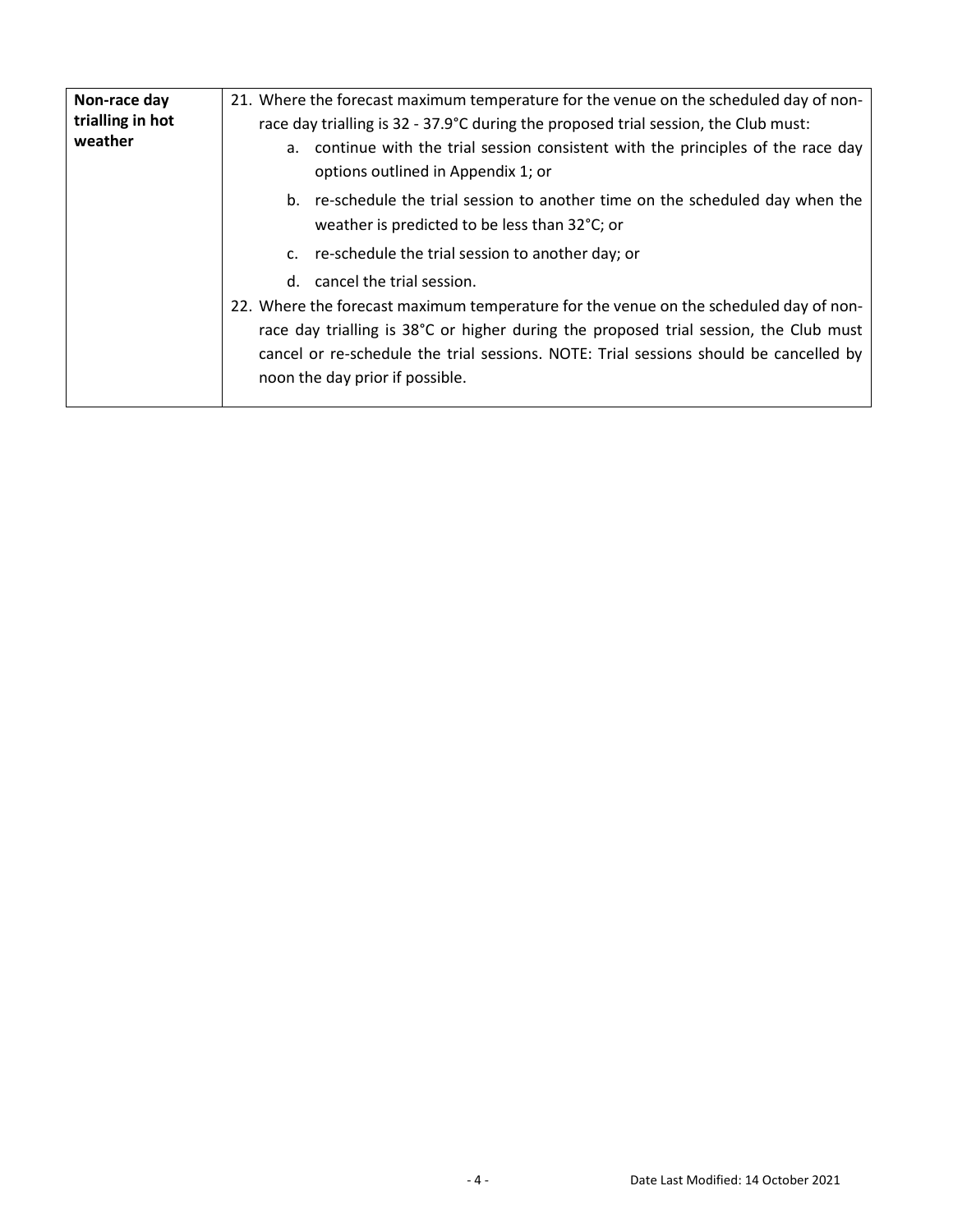| Non-race day trialling in hot weather | 21. Where the forecast maximum temperature for the venue on the scheduled day of non-race day trialling is 32 - 37.9°C during the proposed trial session, the Club must:<br>a. continue with the trial session consistent with the principles of the race day options outlined in Appendix 1; or<br>b. re-schedule the trial session to another time on the scheduled day when the weather is predicted to be less than 32°C; or<br>c. re-schedule the trial session to another day; or<br>d. cancel the trial session.<br>22. Where the forecast maximum temperature for the venue on the scheduled day of non-race day trialling is 38°C or higher during the proposed trial session, the Club must cancel or re-schedule the trial sessions. NOTE: Trial sessions should be cancelled by noon the day prior if possible. |
|---|---|

Date Last Modified: 14 October 2021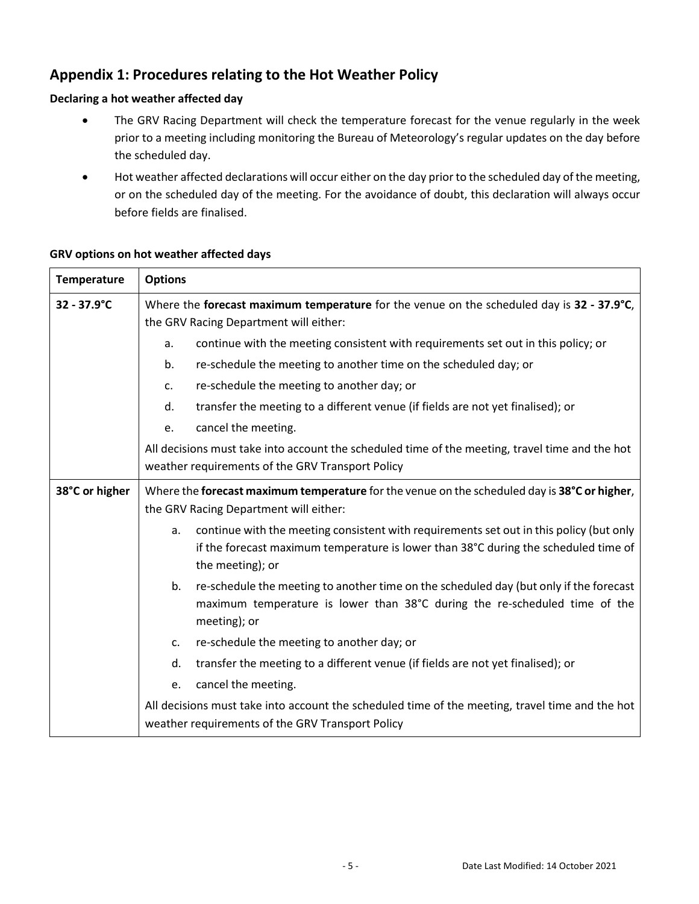## Appendix 1: Procedures relating to the Hot Weather Policy

**Declaring a hot weather affected day**

- The GRV Racing Department will check the temperature forecast for the venue regularly in the week prior to a meeting including monitoring the Bureau of Meteorology's regular updates on the day before the scheduled day.
- Hot weather affected declarations will occur either on the day prior to the scheduled day of the meeting, or on the scheduled day of the meeting. For the avoidance of doubt, this declaration will always occur before fields are finalised.

**GRV options on hot weather affected days**

| Temperature | Options |
|---|---|
| 32 - 37.9°C | Where the **forecast maximum temperature** for the venue on the scheduled day is **32 - 37.9°C**, the GRV Racing Department will either:<br>a. continue with the meeting consistent with requirements set out in this policy; or<br>b. re-schedule the meeting to another time on the scheduled day; or<br>c. re-schedule the meeting to another day; or<br>d. transfer the meeting to a different venue (if fields are not yet finalised); or<br>e. cancel the meeting.<br>All decisions must take into account the scheduled time of the meeting, travel time and the hot weather requirements of the GRV Transport Policy |
| 38°C or higher | Where the **forecast maximum temperature** for the venue on the scheduled day is **38°C or higher**, the GRV Racing Department will either:<br>a. continue with the meeting consistent with requirements set out in this policy (but only if the forecast maximum temperature is lower than 38°C during the scheduled time of the meeting); or<br>b. re-schedule the meeting to another time on the scheduled day (but only if the forecast maximum temperature is lower than 38°C during the re-scheduled time of the meeting); or<br>c. re-schedule the meeting to another day; or<br>d. transfer the meeting to a different venue (if fields are not yet finalised); or<br>e. cancel the meeting.<br>All decisions must take into account the scheduled time of the meeting, travel time and the hot weather requirements of the GRV Transport Policy |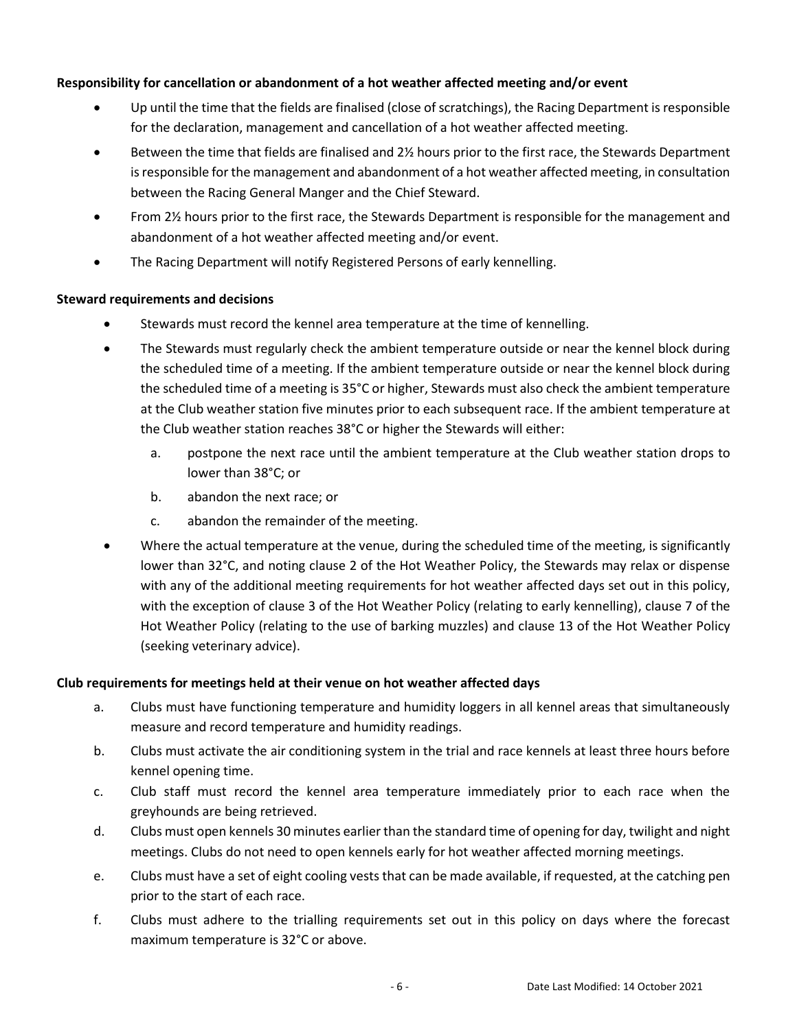**Responsibility for cancellation or abandonment of a hot weather affected meeting and/or event**

- Up until the time that the fields are finalised (close of scratchings), the Racing Department is responsible for the declaration, management and cancellation of a hot weather affected meeting.
- Between the time that fields are finalised and 2½ hours prior to the first race, the Stewards Department is responsible for the management and abandonment of a hot weather affected meeting, in consultation between the Racing General Manger and the Chief Steward.
- From 2½ hours prior to the first race, the Stewards Department is responsible for the management and abandonment of a hot weather affected meeting and/or event.
- The Racing Department will notify Registered Persons of early kennelling.

**Steward requirements and decisions**

- Stewards must record the kennel area temperature at the time of kennelling.
- The Stewards must regularly check the ambient temperature outside or near the kennel block during the scheduled time of a meeting. If the ambient temperature outside or near the kennel block during the scheduled time of a meeting is 35°C or higher, Stewards must also check the ambient temperature at the Club weather station five minutes prior to each subsequent race. If the ambient temperature at the Club weather station reaches 38°C or higher the Stewards will either:
  a. postpone the next race until the ambient temperature at the Club weather station drops to lower than 38°C; or
  b. abandon the next race; or
  c. abandon the remainder of the meeting.
- Where the actual temperature at the venue, during the scheduled time of the meeting, is significantly lower than 32°C, and noting clause 2 of the Hot Weather Policy, the Stewards may relax or dispense with any of the additional meeting requirements for hot weather affected days set out in this policy, with the exception of clause 3 of the Hot Weather Policy (relating to early kennelling), clause 7 of the Hot Weather Policy (relating to the use of barking muzzles) and clause 13 of the Hot Weather Policy (seeking veterinary advice).

**Club requirements for meetings held at their venue on hot weather affected days**

a. Clubs must have functioning temperature and humidity loggers in all kennel areas that simultaneously measure and record temperature and humidity readings.
b. Clubs must activate the air conditioning system in the trial and race kennels at least three hours before kennel opening time.
c. Club staff must record the kennel area temperature immediately prior to each race when the greyhounds are being retrieved.
d. Clubs must open kennels 30 minutes earlier than the standard time of opening for day, twilight and night meetings. Clubs do not need to open kennels early for hot weather affected morning meetings.
e. Clubs must have a set of eight cooling vests that can be made available, if requested, at the catching pen prior to the start of each race.
f. Clubs must adhere to the trialling requirements set out in this policy on days where the forecast maximum temperature is 32°C or above.